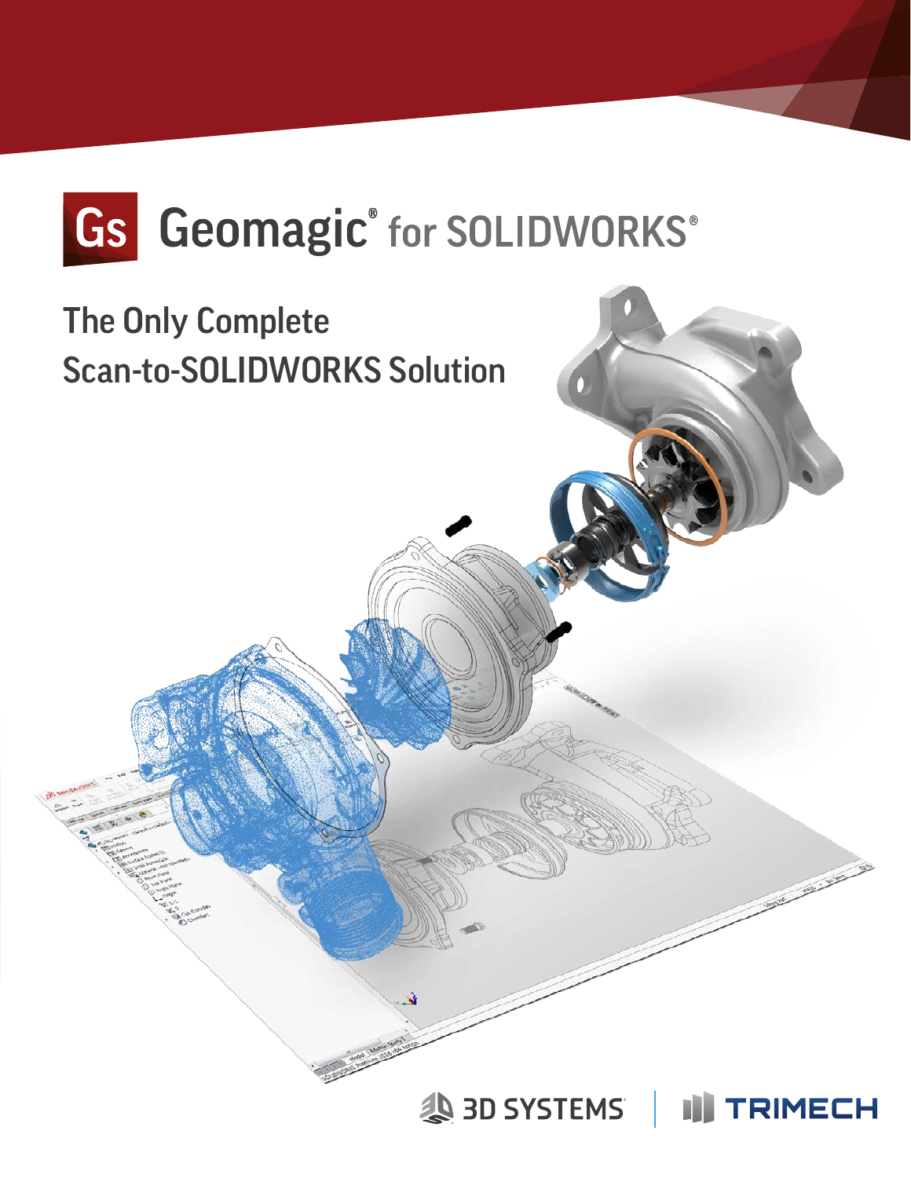# Geomagic® for SOLIDWORKS®

## The Only Complete Scan-to-SOLIDWORKS Solution

3D SYSTEMS | TRIMECH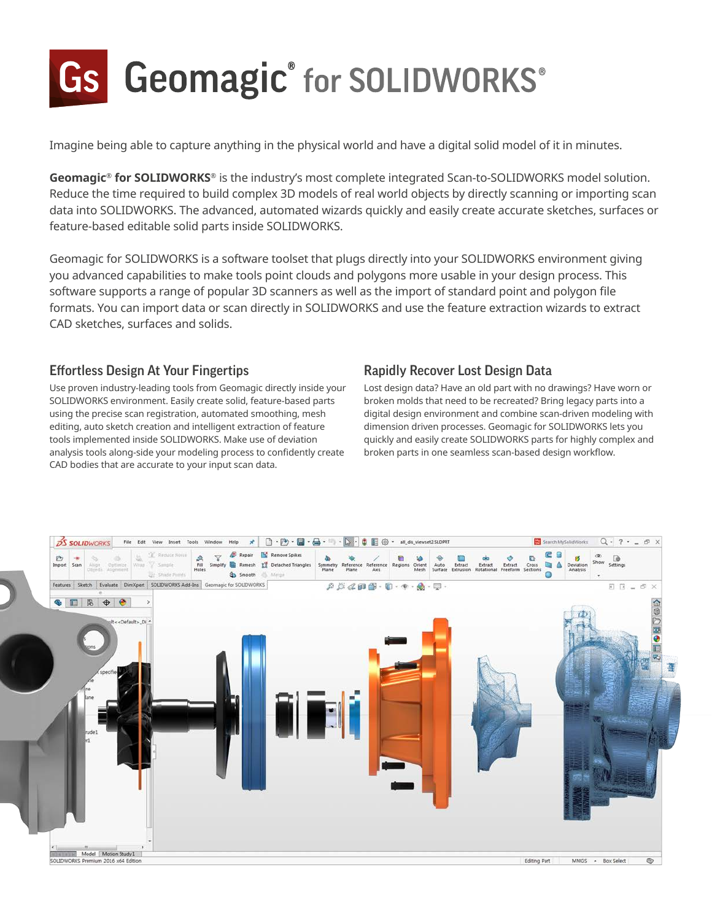# Geomagic® for SOLIDWORKS®

Imagine being able to capture anything in the physical world and have a digital solid model of it in minutes.

**Geomagic® for SOLIDWORKS®** is the industry's most complete integrated Scan-to-SOLIDWORKS model solution. Reduce the time required to build complex 3D models of real world objects by directly scanning or importing scan data into SOLIDWORKS. The advanced, automated wizards quickly and easily create accurate sketches, surfaces or feature-based editable solid parts inside SOLIDWORKS.

Geomagic for SOLIDWORKS is a software toolset that plugs directly into your SOLIDWORKS environment giving you advanced capabilities to make tools point clouds and polygons more usable in your design process. This software supports a range of popular 3D scanners as well as the import of standard point and polygon file formats. You can import data or scan directly in SOLIDWORKS and use the feature extraction wizards to extract CAD sketches, surfaces and solids.

## Effortless Design At Your Fingertips

Use proven industry-leading tools from Geomagic directly inside your SOLIDWORKS environment. Easily create solid, feature-based parts using the precise scan registration, automated smoothing, mesh editing, auto sketch creation and intelligent extraction of feature tools implemented inside SOLIDWORKS. Make use of deviation analysis tools along-side your modeling process to confidently create CAD bodies that are accurate to your input scan data.

## Rapidly Recover Lost Design Data

Lost design data? Have an old part with no drawings? Have worn or broken molds that need to be recreated? Bring legacy parts into a digital design environment and combine scan-driven modeling with dimension driven processes. Geomagic for SOLIDWORKS lets you quickly and easily create SOLIDWORKS parts for highly complex and broken parts in one seamless scan-based design workflow.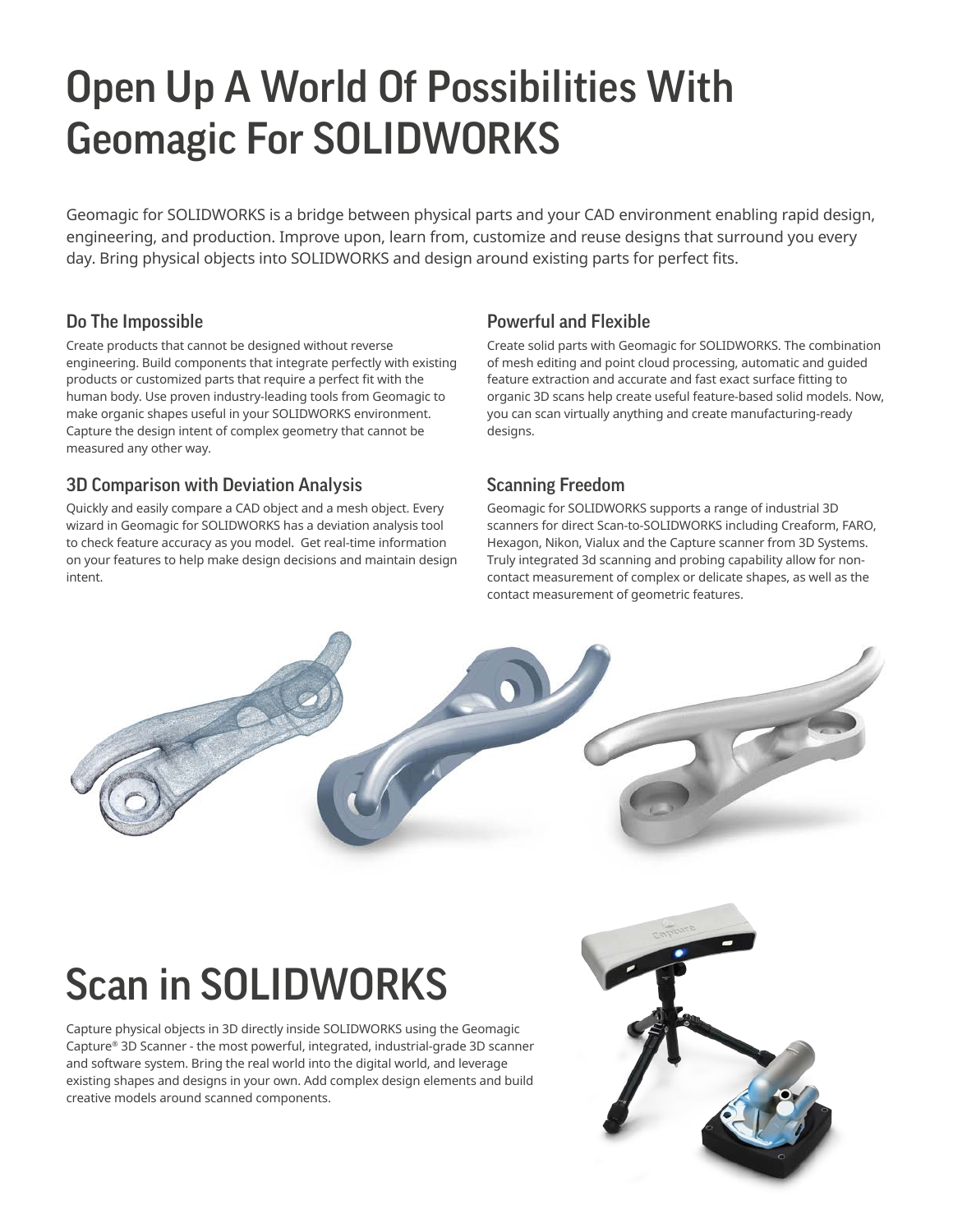# Open Up A World Of Possibilities With Geomagic For SOLIDWORKS

Geomagic for SOLIDWORKS is a bridge between physical parts and your CAD environment enabling rapid design, engineering, and production. Improve upon, learn from, customize and reuse designs that surround you every day. Bring physical objects into SOLIDWORKS and design around existing parts for perfect fits.

### Do The Impossible

Create products that cannot be designed without reverse engineering. Build components that integrate perfectly with existing products or customized parts that require a perfect fit with the human body. Use proven industry-leading tools from Geomagic to make organic shapes useful in your SOLIDWORKS environment. Capture the design intent of complex geometry that cannot be measured any other way.

### 3D Comparison with Deviation Analysis

Quickly and easily compare a CAD object and a mesh object. Every wizard in Geomagic for SOLIDWORKS has a deviation analysis tool to check feature accuracy as you model. Get real-time information on your features to help make design decisions and maintain design intent.

### Powerful and Flexible

Create solid parts with Geomagic for SOLIDWORKS. The combination of mesh editing and point cloud processing, automatic and guided feature extraction and accurate and fast exact surface fitting to organic 3D scans help create useful feature-based solid models. Now, you can scan virtually anything and create manufacturing-ready designs.

### Scanning Freedom

Geomagic for SOLIDWORKS supports a range of industrial 3D scanners for direct Scan-to-SOLIDWORKS including Creaform, FARO, Hexagon, Nikon, Vialux and the Capture scanner from 3D Systems. Truly integrated 3d scanning and probing capability allow for non-contact measurement of complex or delicate shapes, as well as the contact measurement of geometric features.

# Scan in SOLIDWORKS

Capture physical objects in 3D directly inside SOLIDWORKS using the Geomagic Capture® 3D Scanner - the most powerful, integrated, industrial-grade 3D scanner and software system. Bring the real world into the digital world, and leverage existing shapes and designs in your own. Add complex design elements and build creative models around scanned components.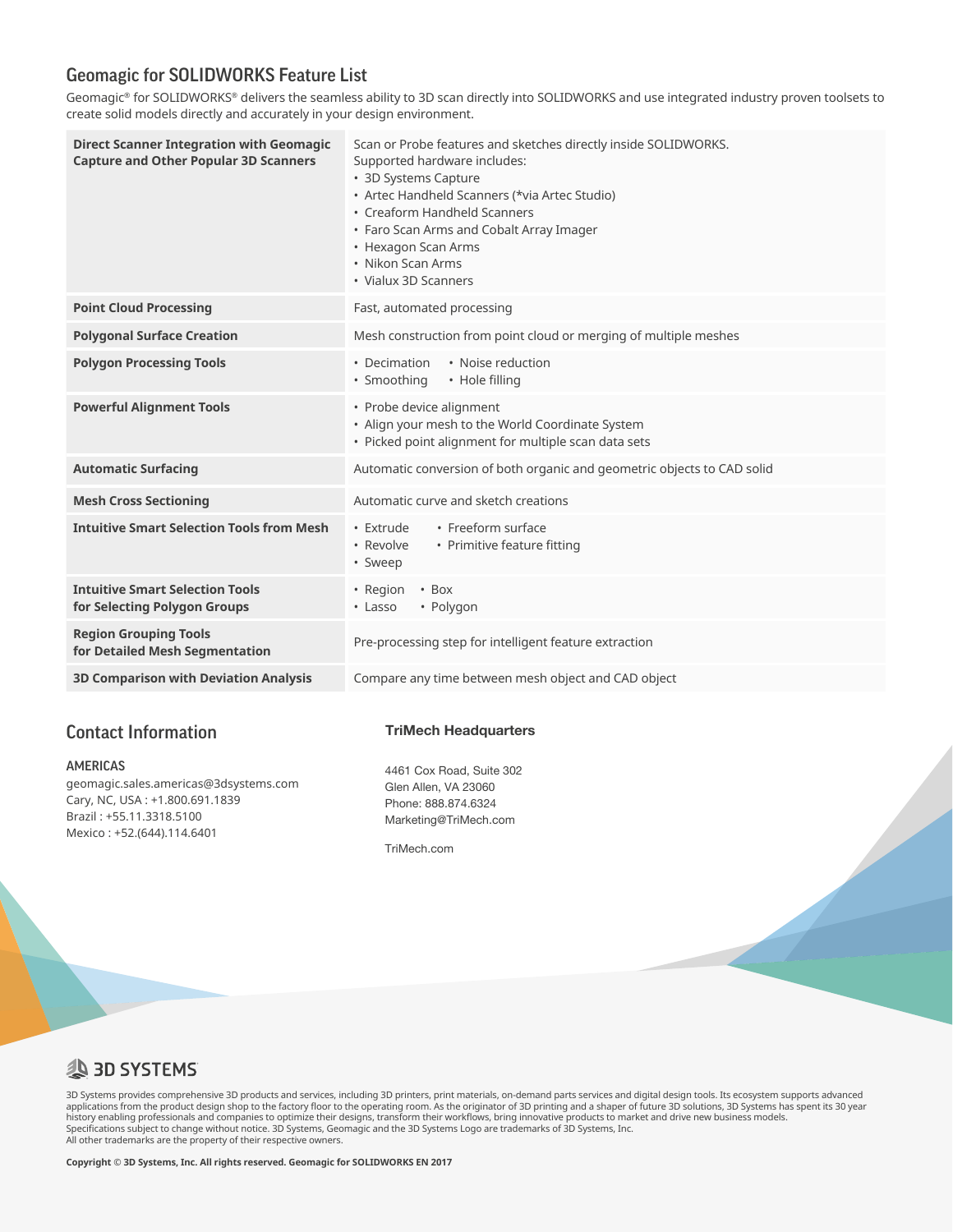## Geomagic for SOLIDWORKS Feature List

Geomagic® for SOLIDWORKS® delivers the seamless ability to 3D scan directly into SOLIDWORKS and use integrated industry proven toolsets to create solid models directly and accurately in your design environment.

| | |
|---|---|
| **Direct Scanner Integration with Geomagic Capture and Other Popular 3D Scanners** | Scan or Probe features and sketches directly inside SOLIDWORKS. Supported hardware includes: • 3D Systems Capture • Artec Handheld Scanners (*via Artec Studio) • Creaform Handheld Scanners • Faro Scan Arms and Cobalt Array Imager • Hexagon Scan Arms • Nikon Scan Arms • Vialux 3D Scanners |
| **Point Cloud Processing** | Fast, automated processing |
| **Polygonal Surface Creation** | Mesh construction from point cloud or merging of multiple meshes |
| **Polygon Processing Tools** | • Decimation • Noise reduction • Smoothing • Hole filling |
| **Powerful Alignment Tools** | • Probe device alignment • Align your mesh to the World Coordinate System • Picked point alignment for multiple scan data sets |
| **Automatic Surfacing** | Automatic conversion of both organic and geometric objects to CAD solid |
| **Mesh Cross Sectioning** | Automatic curve and sketch creations |
| **Intuitive Smart Selection Tools from Mesh** | • Extrude • Freeform surface • Revolve • Primitive feature fitting • Sweep |
| **Intuitive Smart Selection Tools for Selecting Polygon Groups** | • Region • Box • Lasso • Polygon |
| **Region Grouping Tools for Detailed Mesh Segmentation** | Pre-processing step for intelligent feature extraction |
| **3D Comparison with Deviation Analysis** | Compare any time between mesh object and CAD object |

## Contact Information

**AMERICAS**

geomagic.sales.americas@3dsystems.com
Cary, NC, USA : +1.800.691.1839
Brazil : +55.11.3318.5100
Mexico : +52.(644).114.6401

**TriMech Headquarters**

4461 Cox Road, Suite 302
Glen Allen, VA 23060
Phone: 888.874.6324
Marketing@TriMech.com

TriMech.com

3D SYSTEMS

3D Systems provides comprehensive 3D products and services, including 3D printers, print materials, on-demand parts services and digital design tools. Its ecosystem supports advanced applications from the product design shop to the factory floor to the operating room. As the originator of 3D printing and a shaper of future 3D solutions, 3D Systems has spent its 30 year history enabling professionals and companies to optimize their designs, transform their workflows, bring innovative products to market and drive new business models.
Specifications subject to change without notice. 3D Systems, Geomagic and the 3D Systems Logo are trademarks of 3D Systems, Inc.
All other trademarks are the property of their respective owners.

**Copyright © 3D Systems, Inc. All rights reserved. Geomagic for SOLIDWORKS EN 2017**